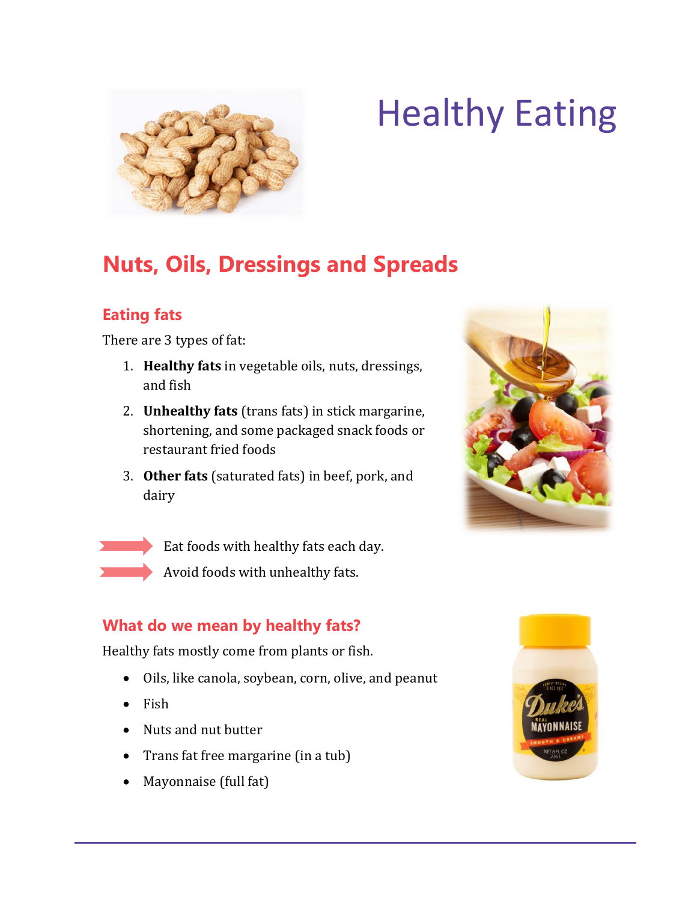# Healthy Eating

## Nuts, Oils, Dressings and Spreads

### Eating fats

There are 3 types of fat:

1. **Healthy fats** in vegetable oils, nuts, dressings, and fish
2. **Unhealthy fats** (trans fats) in stick margarine, shortening, and some packaged snack foods or restaurant fried foods
3. **Other fats** (saturated fats) in beef, pork, and dairy

➡ Eat foods with healthy fats each day.

➡ Avoid foods with unhealthy fats.

### What do we mean by healthy fats?

Healthy fats mostly come from plants or fish.

- Oils, like canola, soybean, corn, olive, and peanut
- Fish
- Nuts and nut butter
- Trans fat free margarine (in a tub)
- Mayonnaise (full fat)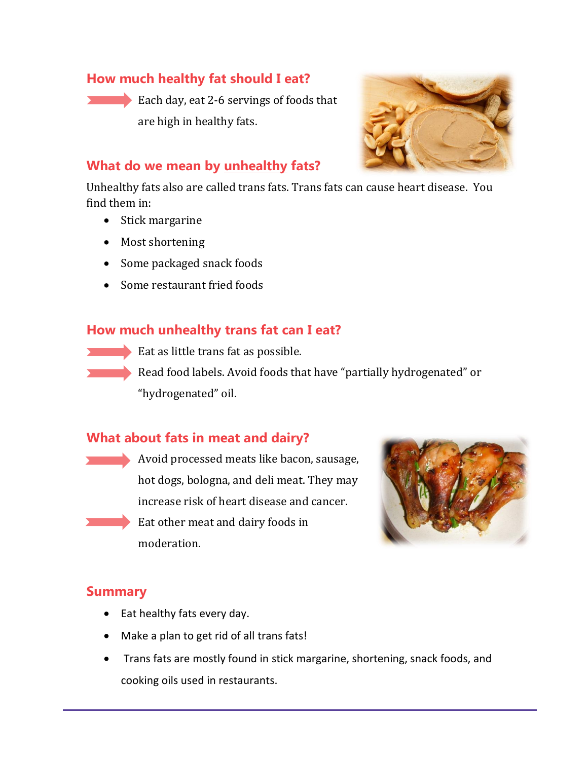## How much healthy fat should I eat?

- Each day, eat 2-6 servings of foods that are high in healthy fats.

## What do we mean by <u>unhealthy</u> fats?

Unhealthy fats also are called trans fats. Trans fats can cause heart disease. You find them in:

- Stick margarine
- Most shortening
- Some packaged snack foods
- Some restaurant fried foods

## How much unhealthy trans fat can I eat?

- Eat as little trans fat as possible.
- Read food labels. Avoid foods that have "partially hydrogenated" or "hydrogenated" oil.

## What about fats in meat and dairy?

- Avoid processed meats like bacon, sausage, hot dogs, bologna, and deli meat. They may increase risk of heart disease and cancer.
- Eat other meat and dairy foods in moderation.

## Summary

- Eat healthy fats every day.
- Make a plan to get rid of all trans fats!
- Trans fats are mostly found in stick margarine, shortening, snack foods, and cooking oils used in restaurants.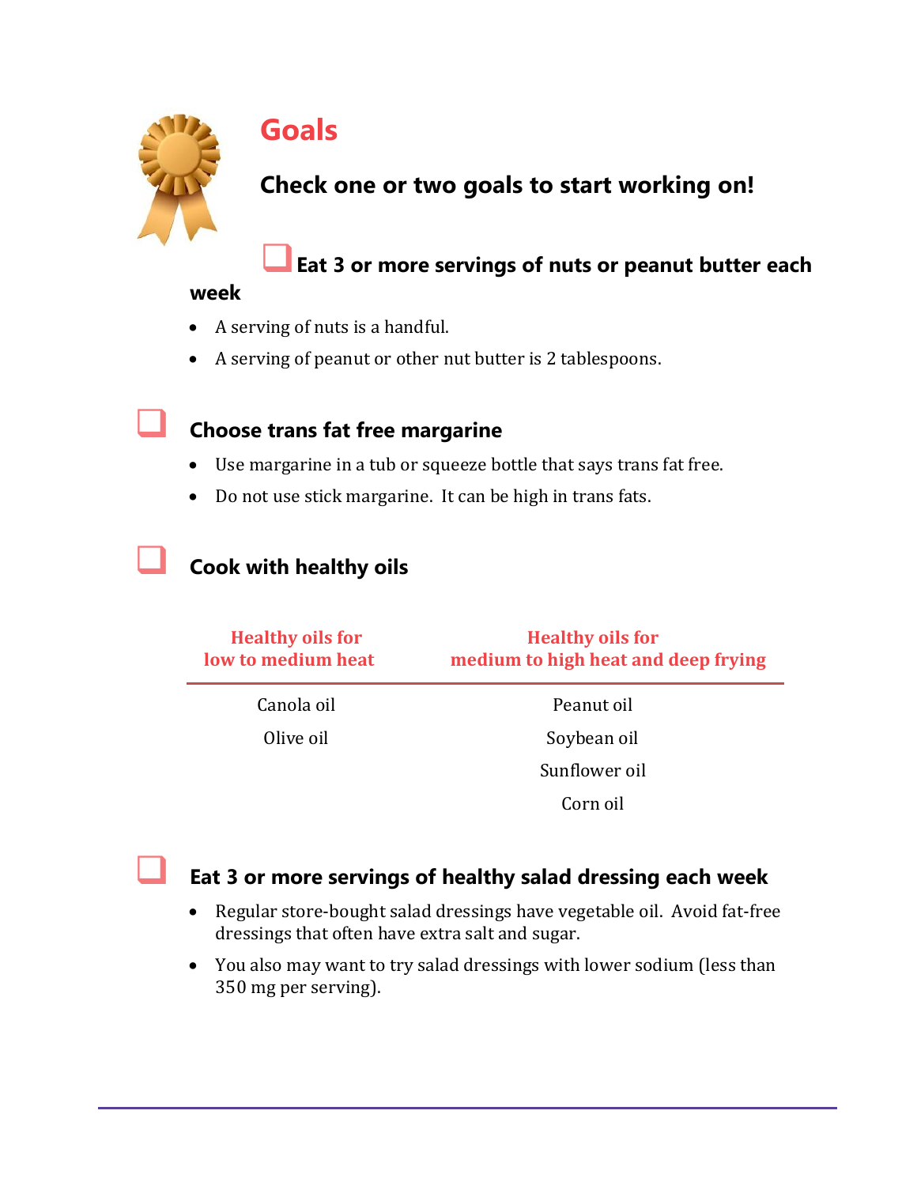# Goals

## Check one or two goals to start working on!

❑ **Eat 3 or more servings of nuts or peanut butter each week**

- A serving of nuts is a handful.
- A serving of peanut or other nut butter is 2 tablespoons.

❑ **Choose trans fat free margarine**

- Use margarine in a tub or squeeze bottle that says trans fat free.
- Do not use stick margarine. It can be high in trans fats.

❑ **Cook with healthy oils**

| Healthy oils for low to medium heat | Healthy oils for medium to high heat and deep frying |
|---|---|
| Canola oil | Peanut oil |
| Olive oil | Soybean oil |
| | Sunflower oil |
| | Corn oil |

❑ **Eat 3 or more servings of healthy salad dressing each week**

- Regular store-bought salad dressings have vegetable oil. Avoid fat-free dressings that often have extra salt and sugar.
- You also may want to try salad dressings with lower sodium (less than 350 mg per serving).